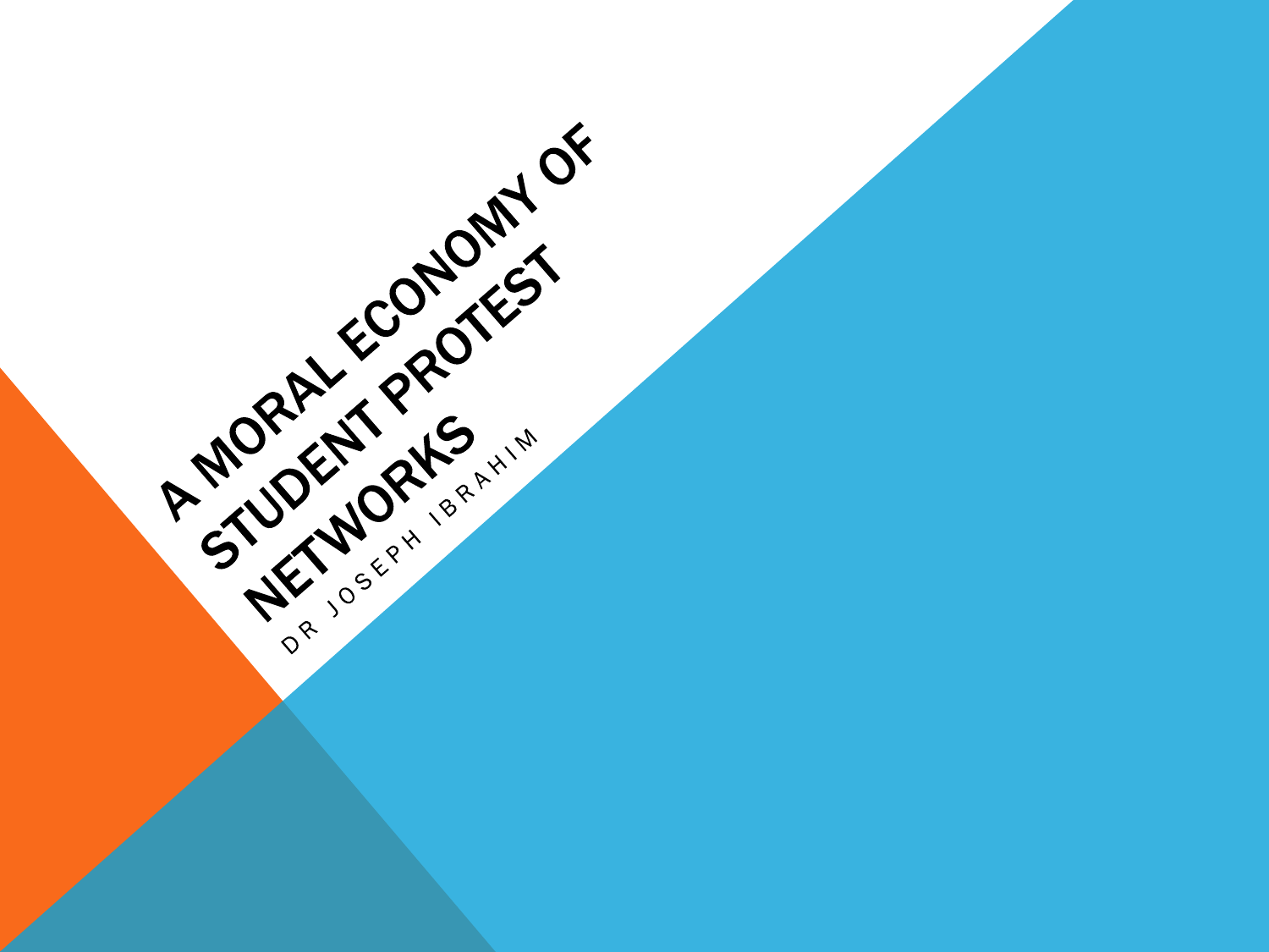# A MORAL ECONOMY OF STUDENT PROTEST NETWORKS

DR JOSEPH IBRAHIM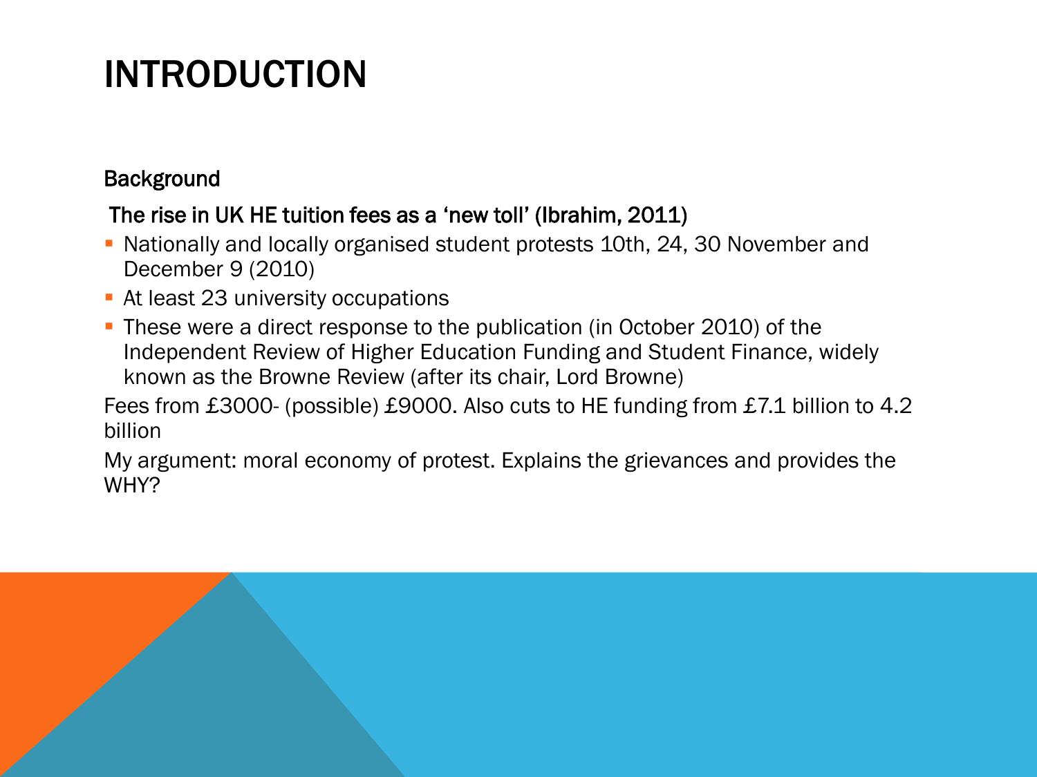# INTRODUCTION

**Background**

**The rise in UK HE tuition fees as a 'new toll' (Ibrahim, 2011)**

- Nationally and locally organised student protests 10th, 24, 30 November and December 9 (2010)
- At least 23 university occupations
- These were a direct response to the publication (in October 2010) of the Independent Review of Higher Education Funding and Student Finance, widely known as the Browne Review (after its chair, Lord Browne)

Fees from £3000- (possible) £9000. Also cuts to HE funding from £7.1 billion to 4.2 billion

My argument: moral economy of protest. Explains the grievances and provides the WHY?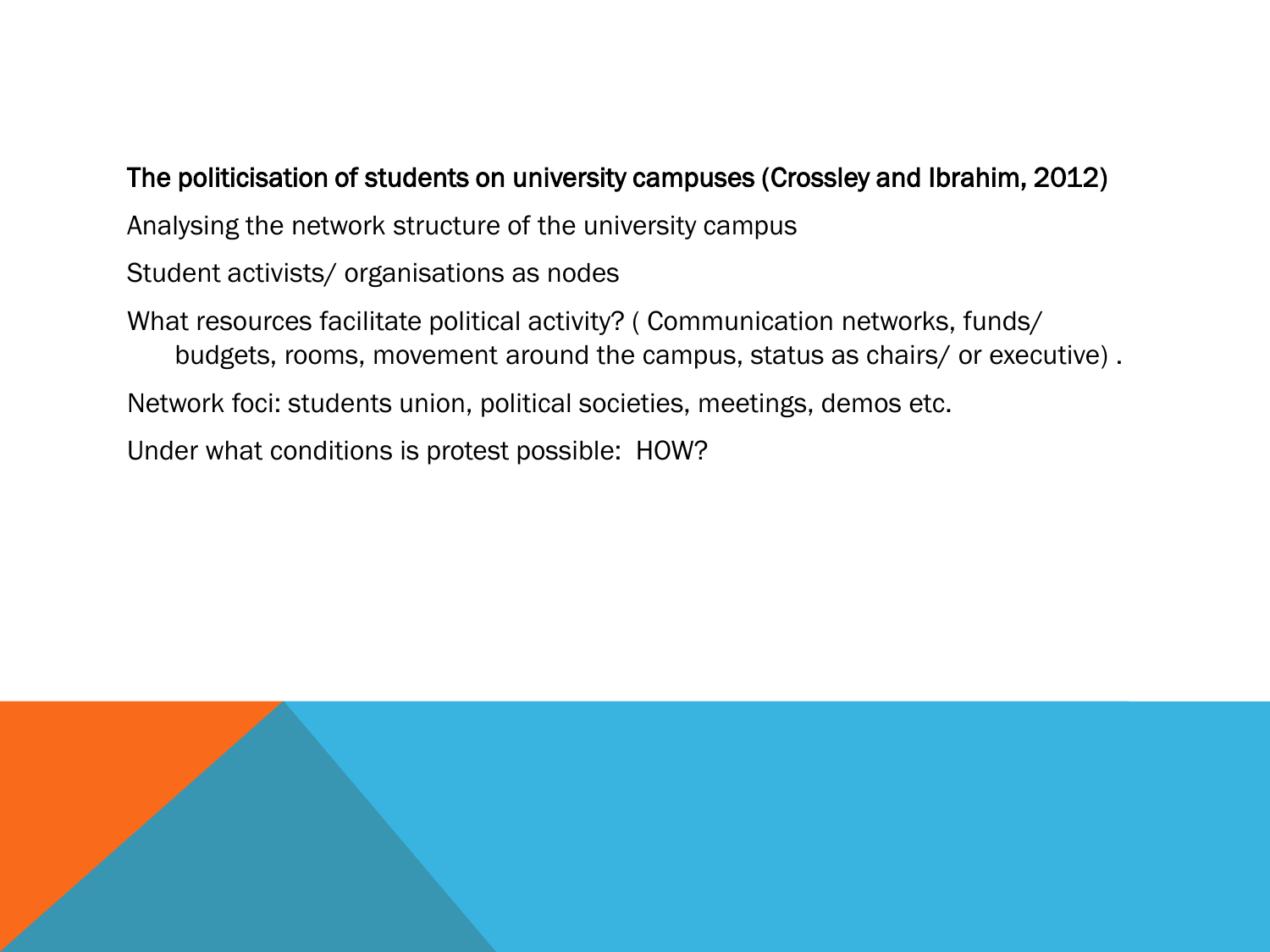**The politicisation of students on university campuses (Crossley and Ibrahim, 2012)**

Analysing the network structure of the university campus

Student activists/ organisations as nodes

What resources facilitate political activity? ( Communication networks, funds/ budgets, rooms, movement around the campus, status as chairs/ or executive) .

Network foci: students union, political societies, meetings, demos etc.

Under what conditions is protest possible:  HOW?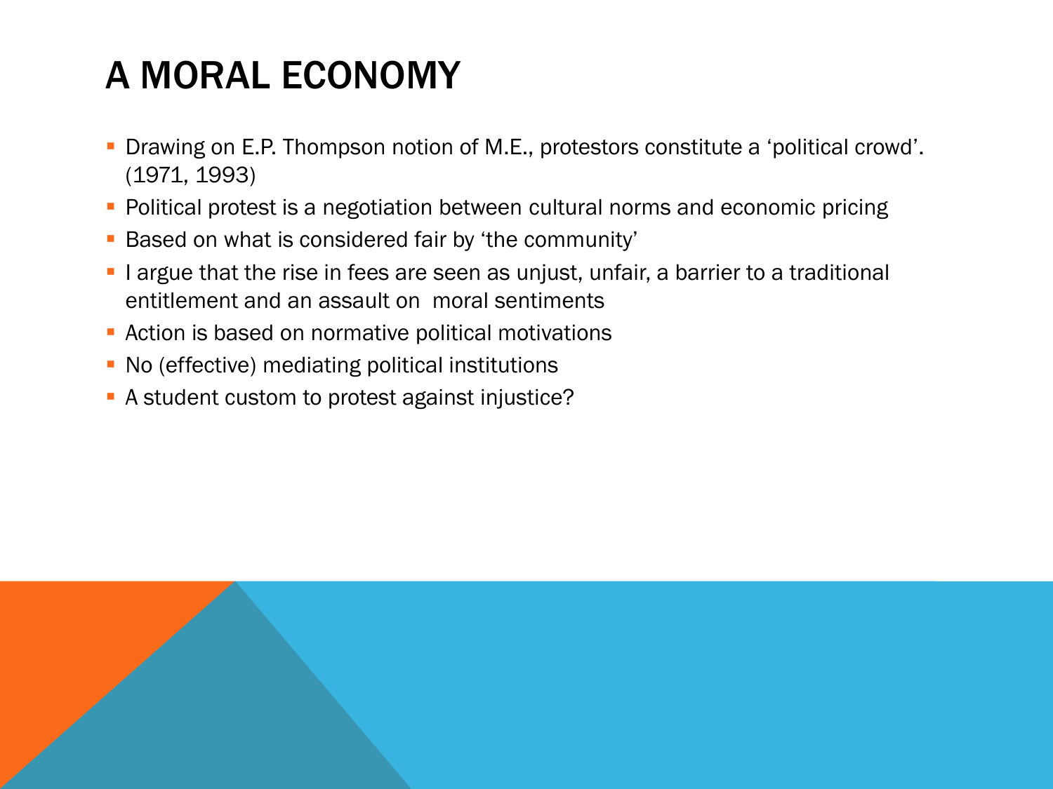# A MORAL ECONOMY

- Drawing on E.P. Thompson notion of M.E., protestors constitute a 'political crowd'. (1971, 1993)
- Political protest is a negotiation between cultural norms and economic pricing
- Based on what is considered fair by 'the community'
- I argue that the rise in fees are seen as unjust, unfair, a barrier to a traditional entitlement and an assault on moral sentiments
- Action is based on normative political motivations
- No (effective) mediating political institutions
- A student custom to protest against injustice?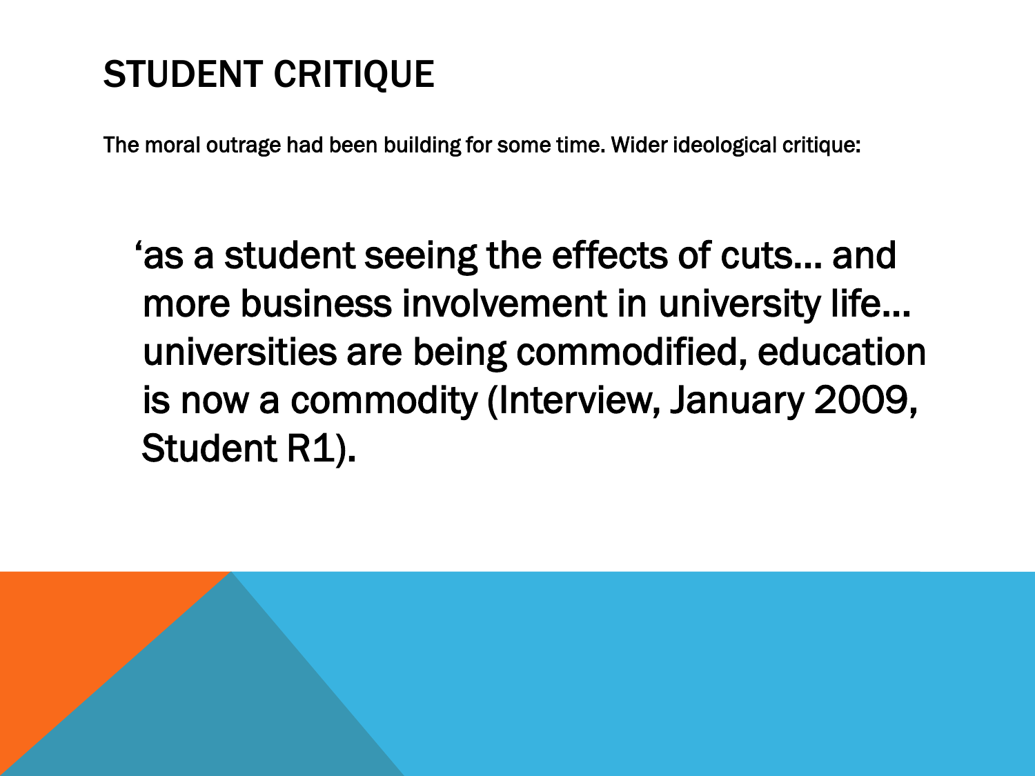# STUDENT CRITIQUE

The moral outrage had been building for some time. Wider ideological critique:

> ‘as a student seeing the effects of cuts… and more business involvement in university life… universities are being commodified, education is now a commodity (Interview, January 2009, Student R1).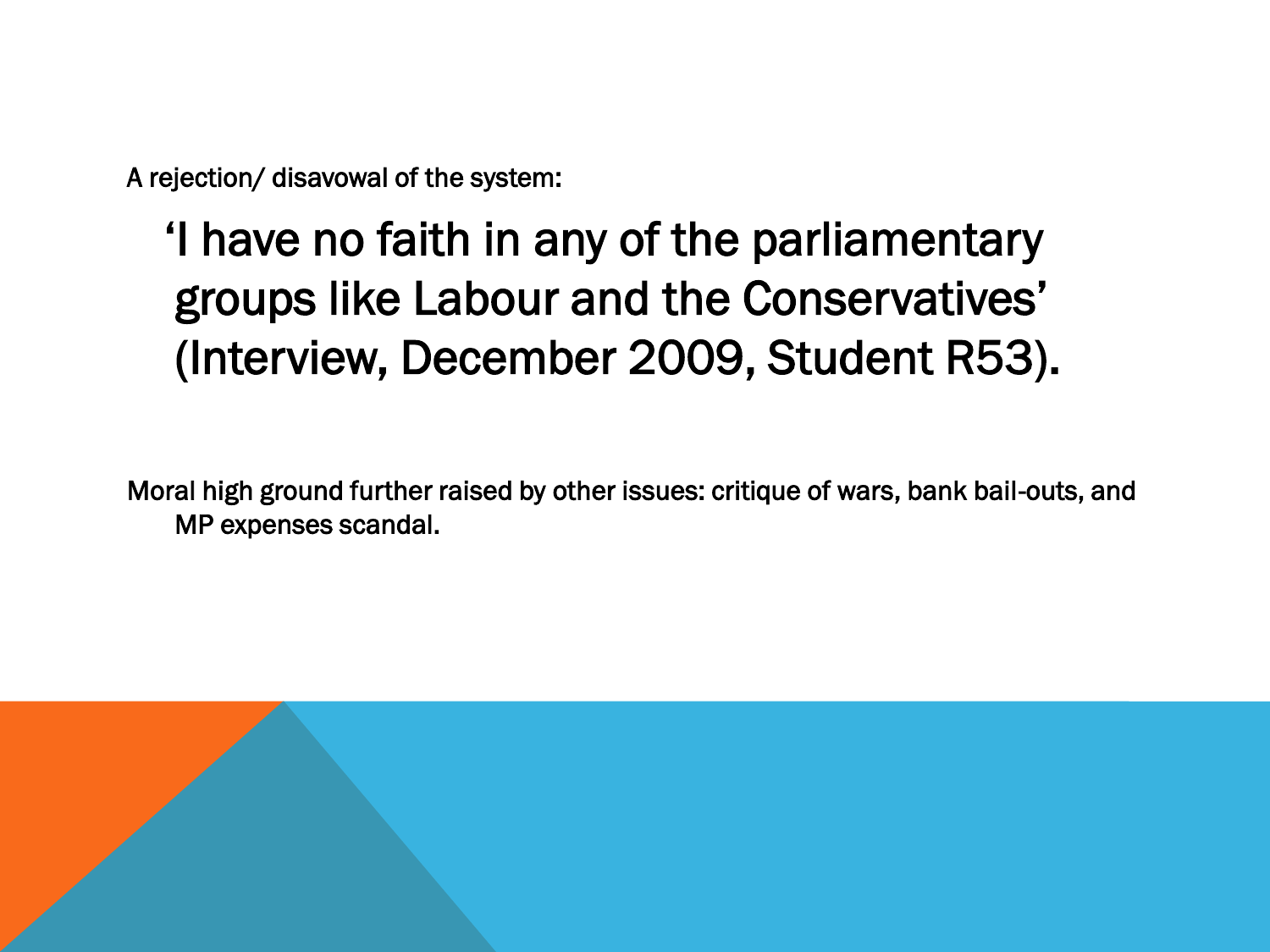A rejection/ disavowal of the system:

> ‘I have no faith in any of the parliamentary groups like Labour and the Conservatives’ (Interview, December 2009, Student R53).

Moral high ground further raised by other issues: critique of wars, bank bail-outs, and MP expenses scandal.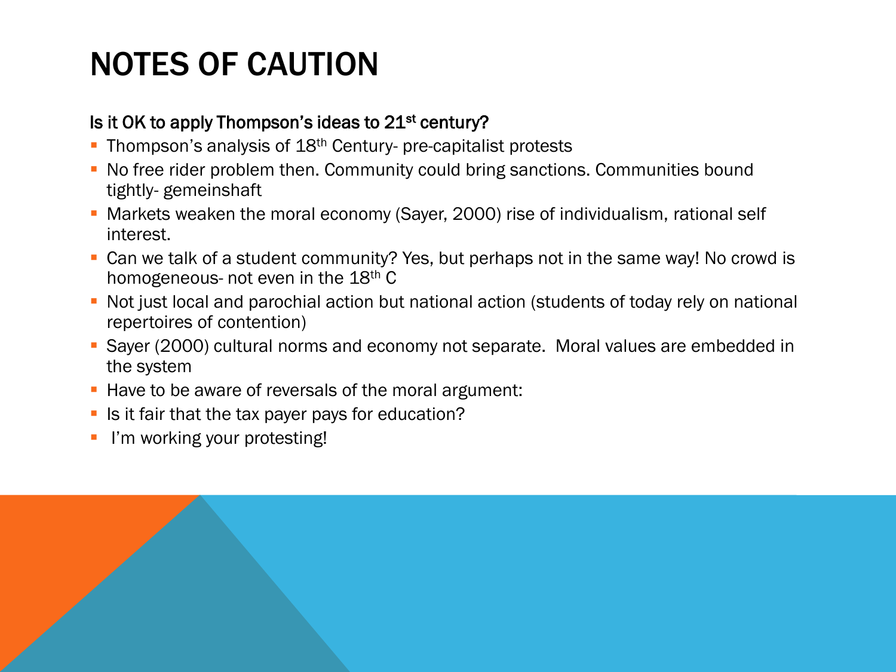# NOTES OF CAUTION

**Is it OK to apply Thompson's ideas to 21st century?**

- Thompson's analysis of 18th Century- pre-capitalist protests
- No free rider problem then. Community could bring sanctions. Communities bound tightly- gemeinshaft
- Markets weaken the moral economy (Sayer, 2000) rise of individualism, rational self interest.
- Can we talk of a student community? Yes, but perhaps not in the same way! No crowd is homogeneous- not even in the 18th C
- Not just local and parochial action but national action (students of today rely on national repertoires of contention)
- Sayer (2000) cultural norms and economy not separate. Moral values are embedded in the system
- Have to be aware of reversals of the moral argument:
- Is it fair that the tax payer pays for education?
- I'm working your protesting!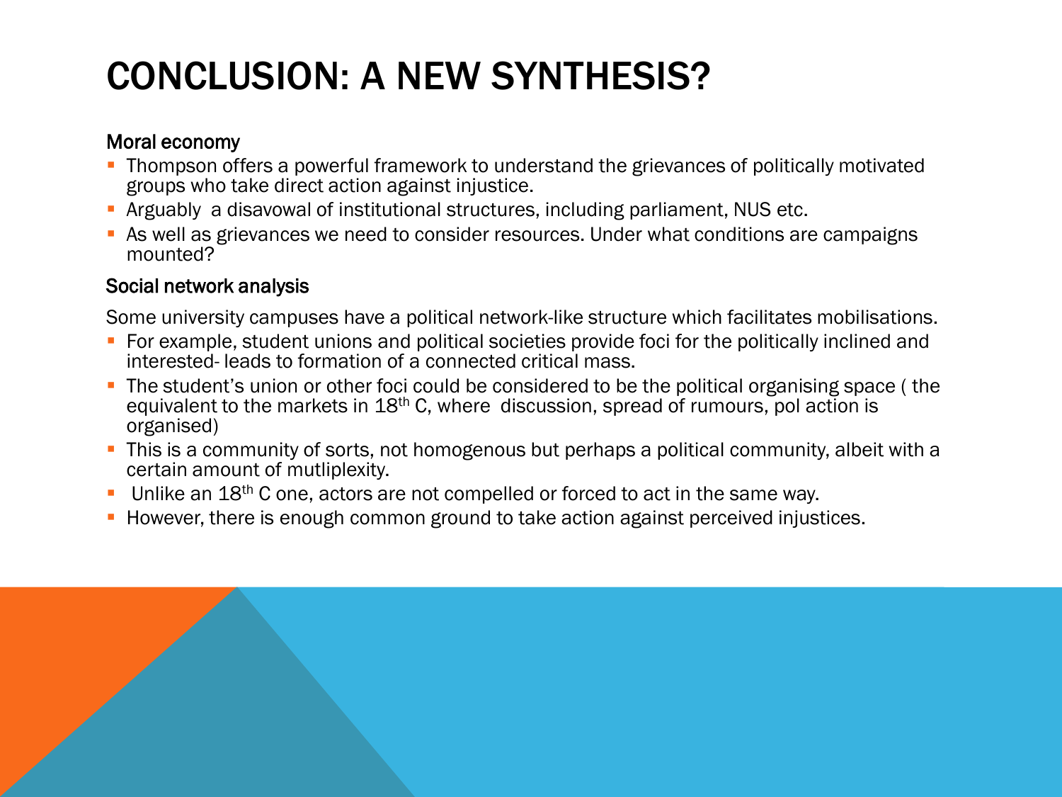# CONCLUSION: A NEW SYNTHESIS?

## Moral economy

- Thompson offers a powerful framework to understand the grievances of politically motivated groups who take direct action against injustice.
- Arguably a disavowal of institutional structures, including parliament, NUS etc.
- As well as grievances we need to consider resources. Under what conditions are campaigns mounted?

## Social network analysis

Some university campuses have a political network-like structure which facilitates mobilisations.

- For example, student unions and political societies provide foci for the politically inclined and interested- leads to formation of a connected critical mass.
- The student's union or other foci could be considered to be the political organising space ( the equivalent to the markets in 18th C, where discussion, spread of rumours, pol action is organised)
- This is a community of sorts, not homogenous but perhaps a political community, albeit with a certain amount of mutliplexity.
- Unlike an 18th C one, actors are not compelled or forced to act in the same way.
- However, there is enough common ground to take action against perceived injustices.